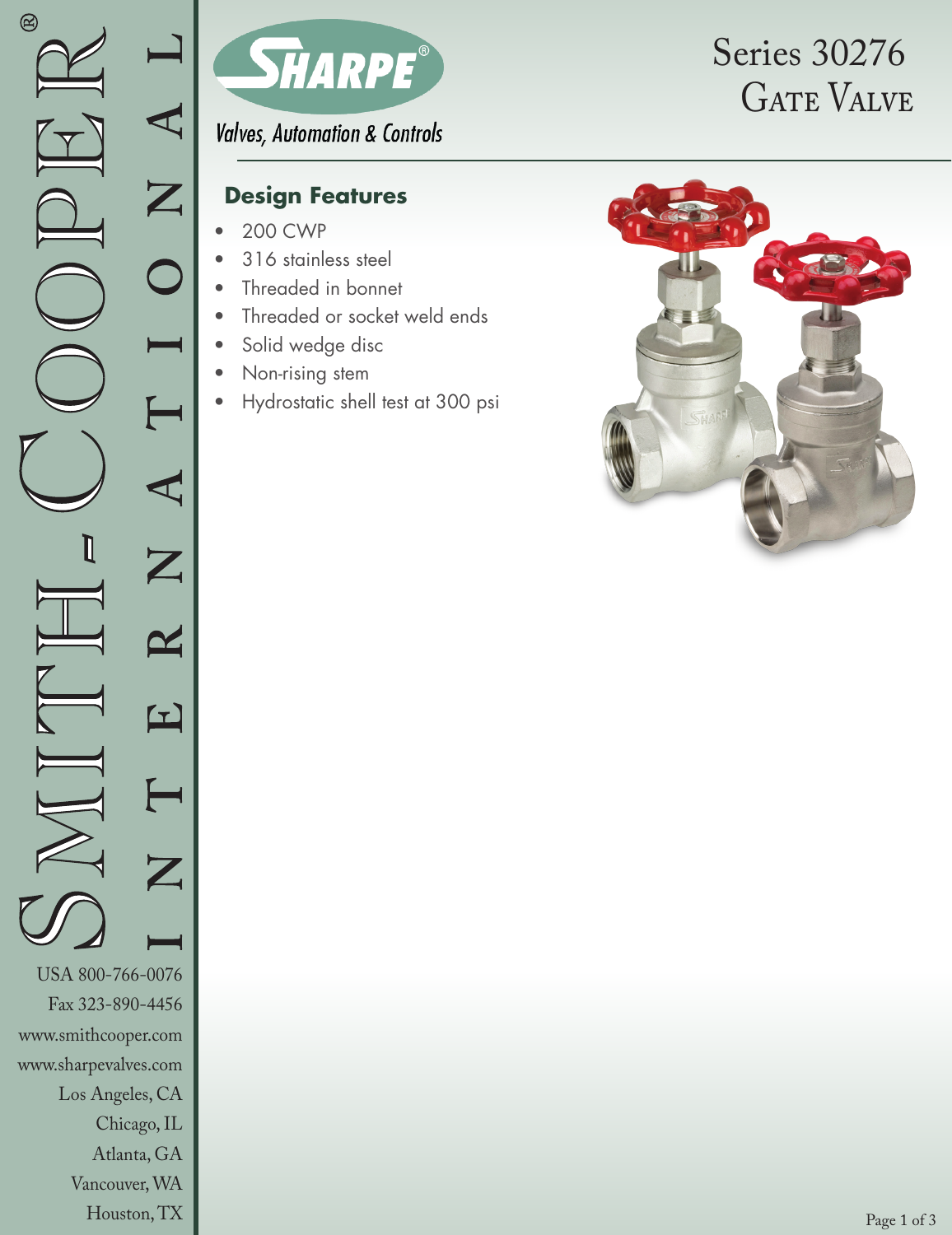# Series 30276 Gate Valve

SHARPE®

*Valves, Automation & Controls*

## Design Features

- 200 CWP
- 316 stainless steel
- Threaded in bonnet
- Threaded or socket weld ends
- Solid wedge disc
- Non-rising stem
- Hydrostatic shell test at 300 psi

SMITH-COOPER® INTERNATIONAL

USA 800-766-0076
Fax 323-890-4456
www.smithcooper.com
www.sharpevalves.com
Los Angeles, CA
Chicago, IL
Atlanta, GA
Vancouver, WA
Houston, TX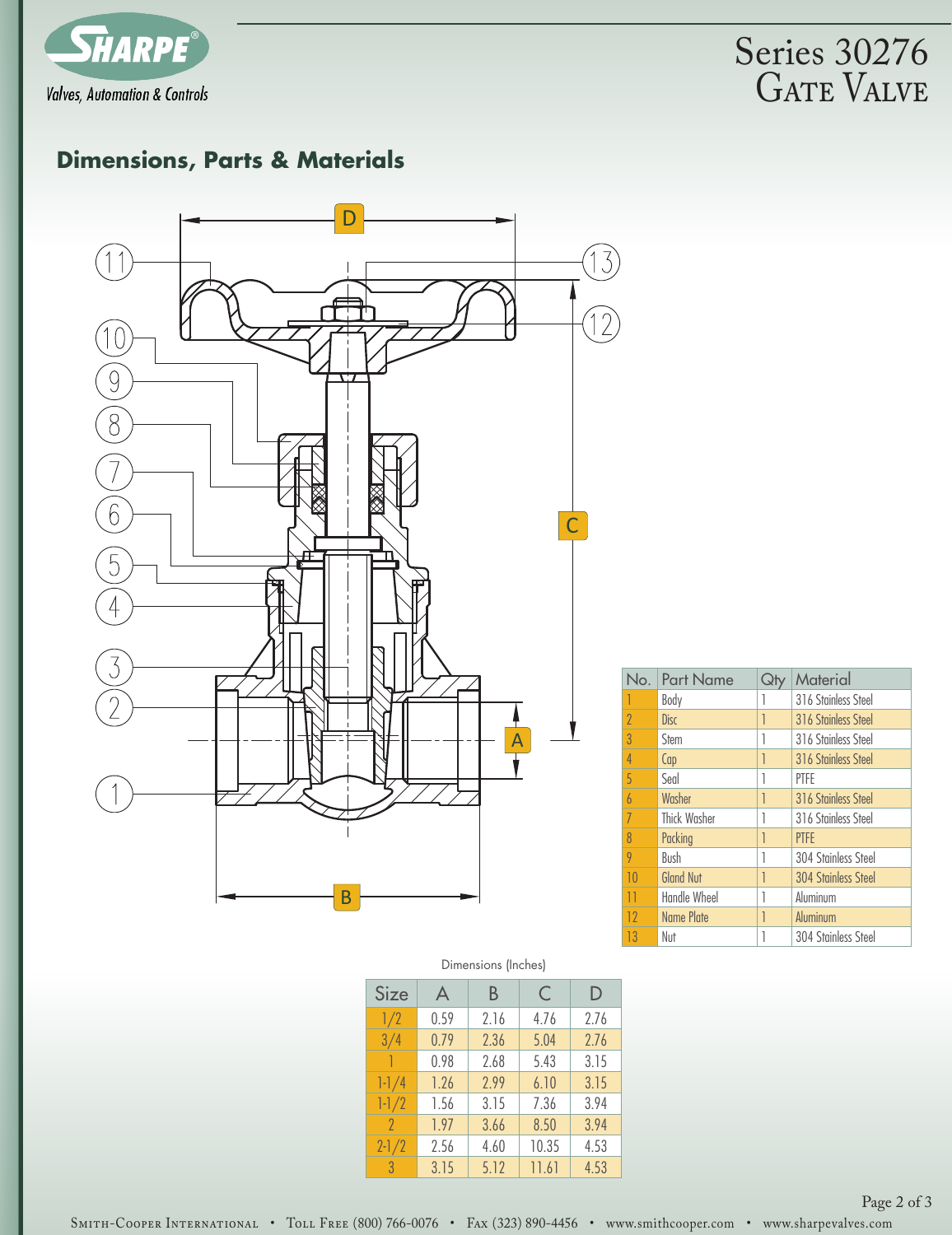# Series 30276 Gate Valve

## Dimensions, Parts & Materials

| No. | Part Name | Qty | Material |
|---|---|---|---|
| 1 | Body | 1 | 316 Stainless Steel |
| 2 | Disc | 1 | 316 Stainless Steel |
| 3 | Stem | 1 | 316 Stainless Steel |
| 4 | Cap | 1 | 316 Stainless Steel |
| 5 | Seal | 1 | PTFE |
| 6 | Washer | 1 | 316 Stainless Steel |
| 7 | Thick Washer | 1 | 316 Stainless Steel |
| 8 | Packing | 1 | PTFE |
| 9 | Bush | 1 | 304 Stainless Steel |
| 10 | Gland Nut | 1 | 304 Stainless Steel |
| 11 | Handle Wheel | 1 | Aluminum |
| 12 | Name Plate | 1 | Aluminum |
| 13 | Nut | 1 | 304 Stainless Steel |

Dimensions (Inches)

| Size | A | B | C | D |
|---|---|---|---|---|
| 1/2 | 0.59 | 2.16 | 4.76 | 2.76 |
| 3/4 | 0.79 | 2.36 | 5.04 | 2.76 |
| 1 | 0.98 | 2.68 | 5.43 | 3.15 |
| 1-1/4 | 1.26 | 2.99 | 6.10 | 3.15 |
| 1-1/2 | 1.56 | 3.15 | 7.36 | 3.94 |
| 2 | 1.97 | 3.66 | 8.50 | 3.94 |
| 2-1/2 | 2.56 | 4.60 | 10.35 | 4.53 |
| 3 | 3.15 | 5.12 | 11.61 | 4.53 |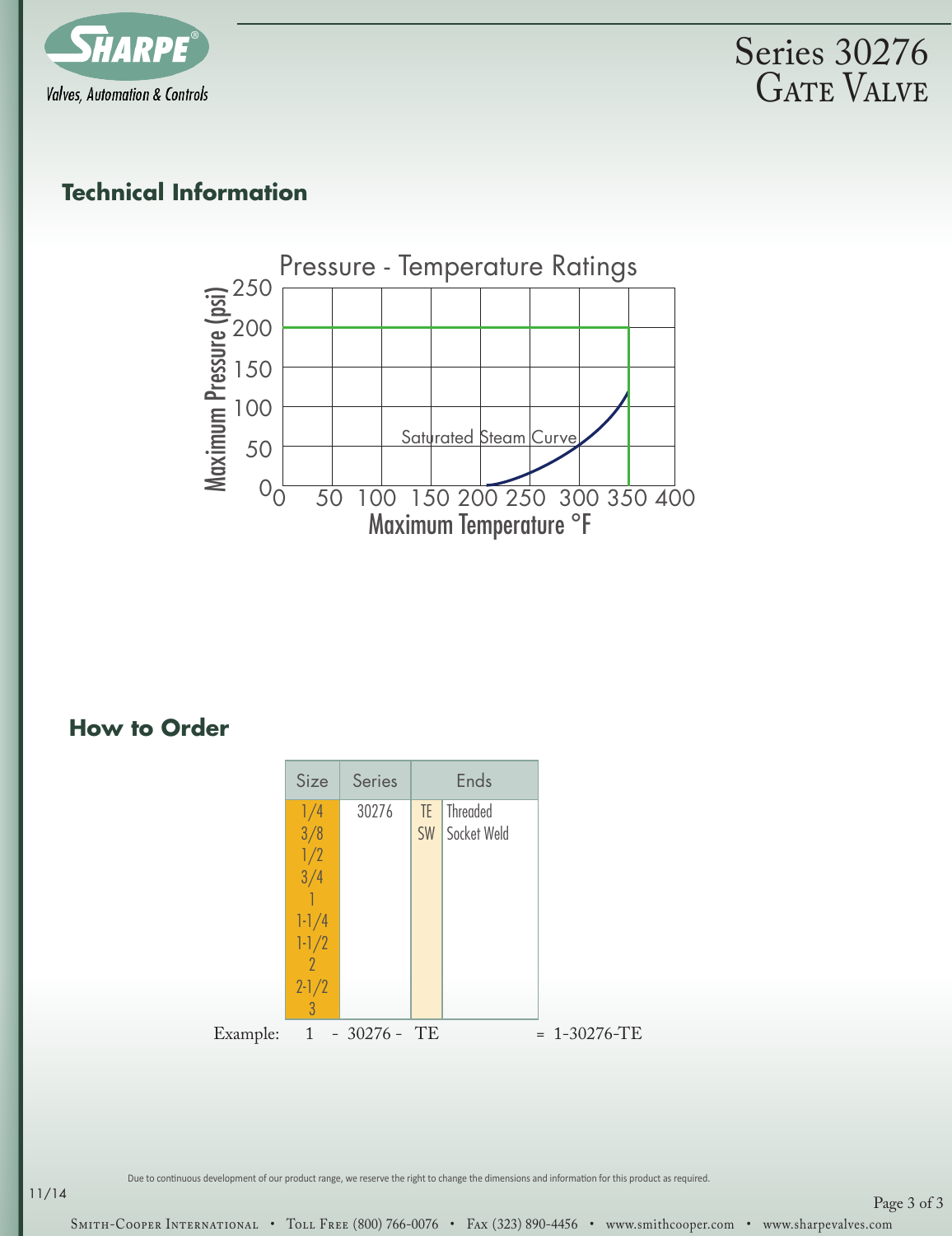# Series 30276 Gate Valve

## Technical Information

Pressure - Temperature Ratings

Maximum Pressure (psi)

250
200
150
100
50
0

Saturated Steam Curve

0 50 100 150 200 250 300 350 400

Maximum Temperature °F

## How to Order

| Size | Series | Ends | |
|---|---|---|---|
| 1/4 | 30276 | TE | Threaded |
| 3/8 | | SW | Socket Weld |
| 1/2 | | | |
| 3/4 | | | |
| 1 | | | |
| 1-1/4 | | | |
| 1-1/2 | | | |
| 2 | | | |
| 2-1/2 | | | |
| 3 | | | |

Example: 1 - 30276 - TE = 1-30276-TE

Due to continuous development of our product range, we reserve the right to change the dimensions and information for this product as required.

11/14

Smith-Cooper International • Toll Free (800) 766-0076 • Fax (323) 890-4456 • www.smithcooper.com • www.sharpevalves.com